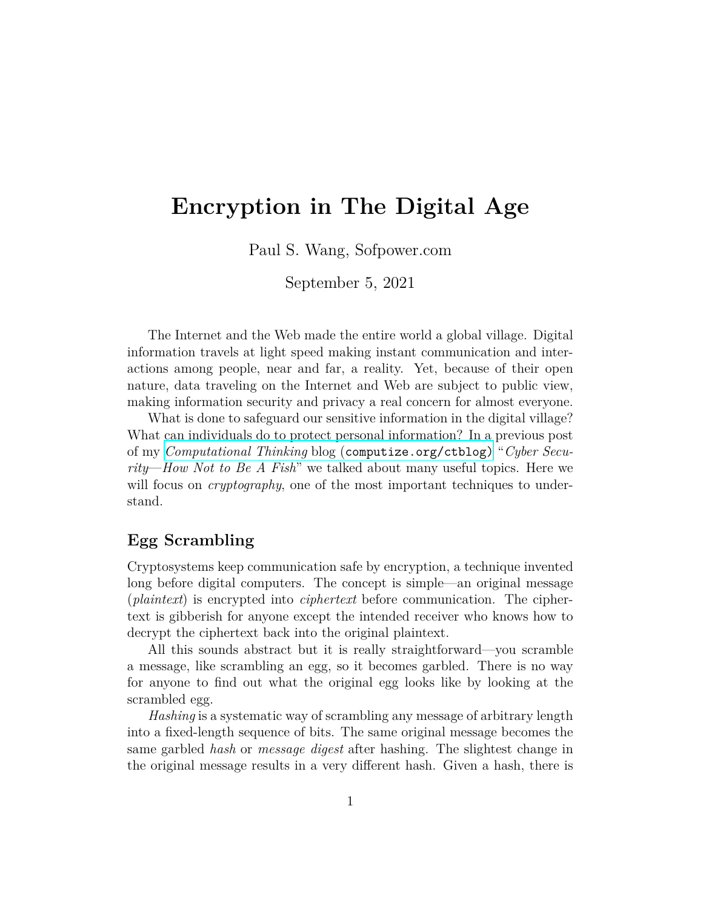# Encryption in The Digital Age

Paul S. Wang, Sofpower.com

September 5, 2021

The Internet and the Web made the entire world a global village. Digital information travels at light speed making instant communication and interactions among people, near and far, a reality. Yet, because of their open nature, data traveling on the Internet and Web are subject to public view, making information security and privacy a real concern for almost everyone.

What is done to safeguard our sensitive information in the digital village? What can individuals do to protect personal information? In a previous post of my *Computational Thinking* blog (`computize.org/ctblog`) "*Cyber Security—How Not to Be A Fish*" we talked about many useful topics. Here we will focus on *cryptography*, one of the most important techniques to understand.

## Egg Scrambling

Cryptosystems keep communication safe by encryption, a technique invented long before digital computers. The concept is simple—an original message (*plaintext*) is encrypted into *ciphertext* before communication. The ciphertext is gibberish for anyone except the intended receiver who knows how to decrypt the ciphertext back into the original plaintext.

All this sounds abstract but it is really straightforward—you scramble a message, like scrambling an egg, so it becomes garbled. There is no way for anyone to find out what the original egg looks like by looking at the scrambled egg.

*Hashing* is a systematic way of scrambling any message of arbitrary length into a fixed-length sequence of bits. The same original message becomes the same garbled *hash* or *message digest* after hashing. The slightest change in the original message results in a very different hash. Given a hash, there is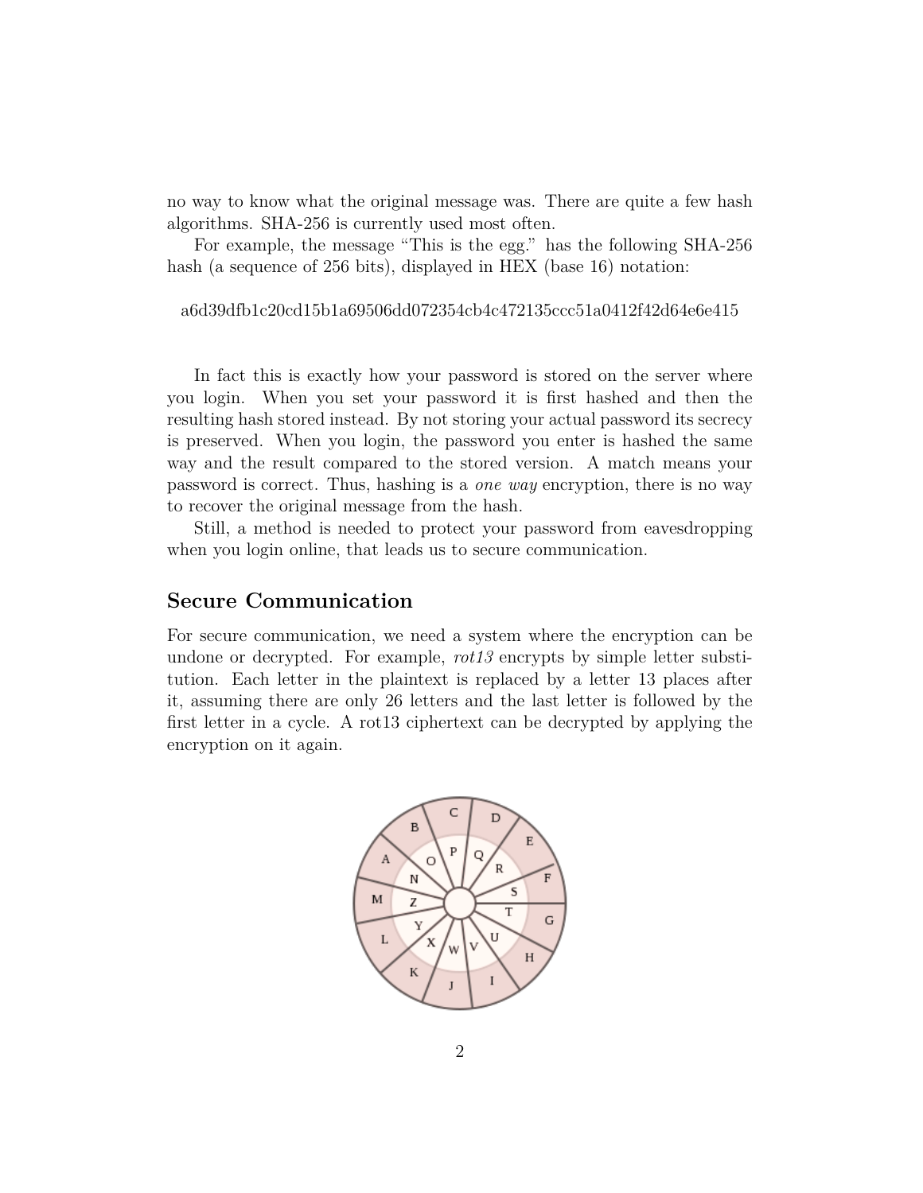no way to know what the original message was. There are quite a few hash algorithms. SHA-256 is currently used most often.

For example, the message "This is the egg." has the following SHA-256 hash (a sequence of 256 bits), displayed in HEX (base 16) notation:

a6d39dfb1c20cd15b1a69506dd072354cb4c472135ccc51a0412f42d64e6e415

In fact this is exactly how your password is stored on the server where you login. When you set your password it is first hashed and then the resulting hash stored instead. By not storing your actual password its secrecy is preserved. When you login, the password you enter is hashed the same way and the result compared to the stored version. A match means your password is correct. Thus, hashing is a *one way* encryption, there is no way to recover the original message from the hash.

Still, a method is needed to protect your password from eavesdropping when you login online, that leads us to secure communication.

## Secure Communication

For secure communication, we need a system where the encryption can be undone or decrypted. For example, *rot13* encrypts by simple letter substitution. Each letter in the plaintext is replaced by a letter 13 places after it, assuming there are only 26 letters and the last letter is followed by the first letter in a cycle. A rot13 ciphertext can be decrypted by applying the encryption on it again.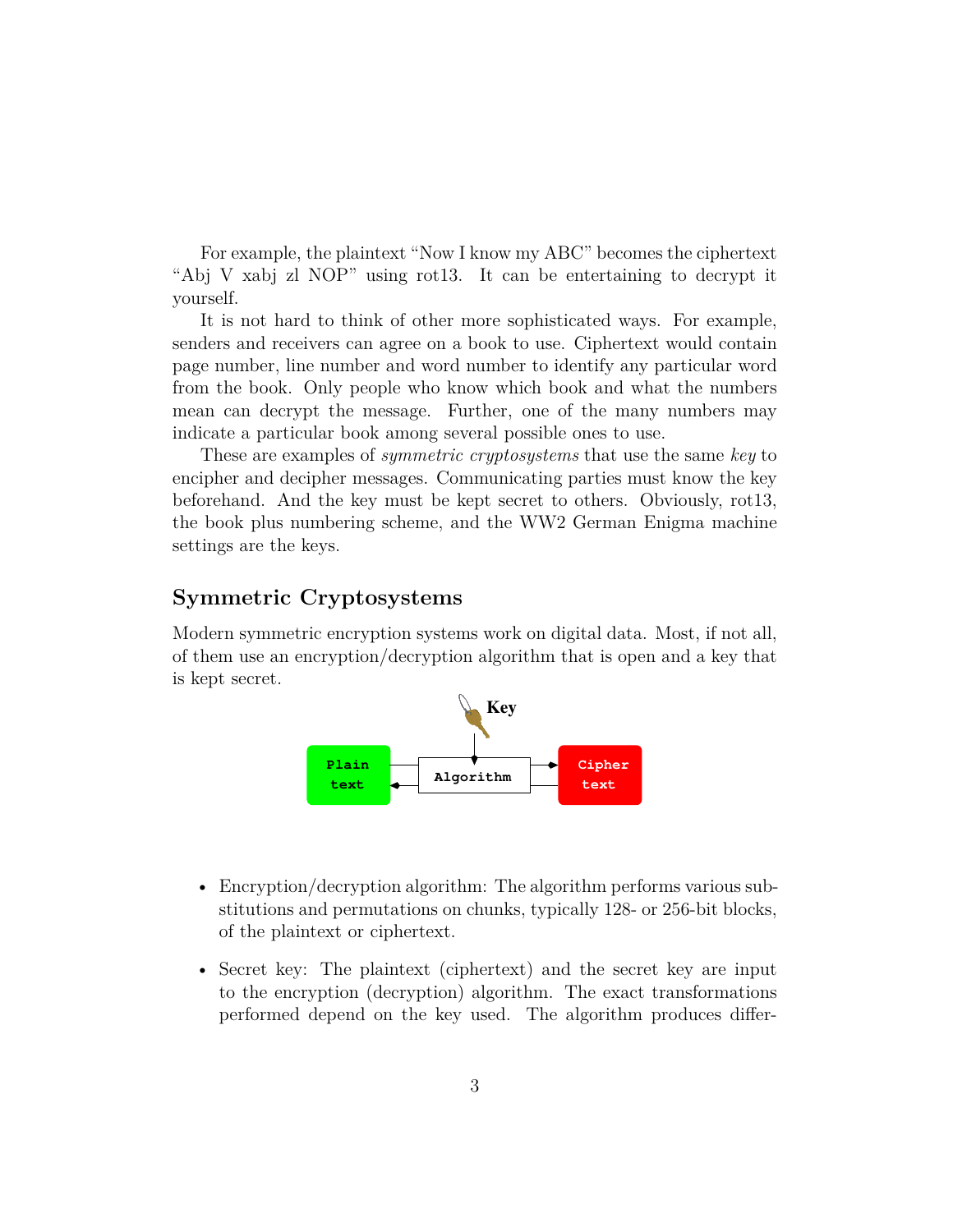For example, the plaintext "Now I know my ABC" becomes the ciphertext "Abj V xabj zl NOP" using rot13. It can be entertaining to decrypt it yourself.

It is not hard to think of other more sophisticated ways. For example, senders and receivers can agree on a book to use. Ciphertext would contain page number, line number and word number to identify any particular word from the book. Only people who know which book and what the numbers mean can decrypt the message. Further, one of the many numbers may indicate a particular book among several possible ones to use.

These are examples of *symmetric cryptosystems* that use the same *key* to encipher and decipher messages. Communicating parties must know the key beforehand. And the key must be kept secret to others. Obviously, rot13, the book plus numbering scheme, and the WW2 German Enigma machine settings are the keys.

## Symmetric Cryptosystems

Modern symmetric encryption systems work on digital data. Most, if not all, of them use an encryption/decryption algorithm that is open and a key that is kept secret.

**Key**

Plain text — Algorithm — Cipher text

- Encryption/decryption algorithm: The algorithm performs various substitutions and permutations on chunks, typically 128- or 256-bit blocks, of the plaintext or ciphertext.
- Secret key: The plaintext (ciphertext) and the secret key are input to the encryption (decryption) algorithm. The exact transformations performed depend on the key used. The algorithm produces differ-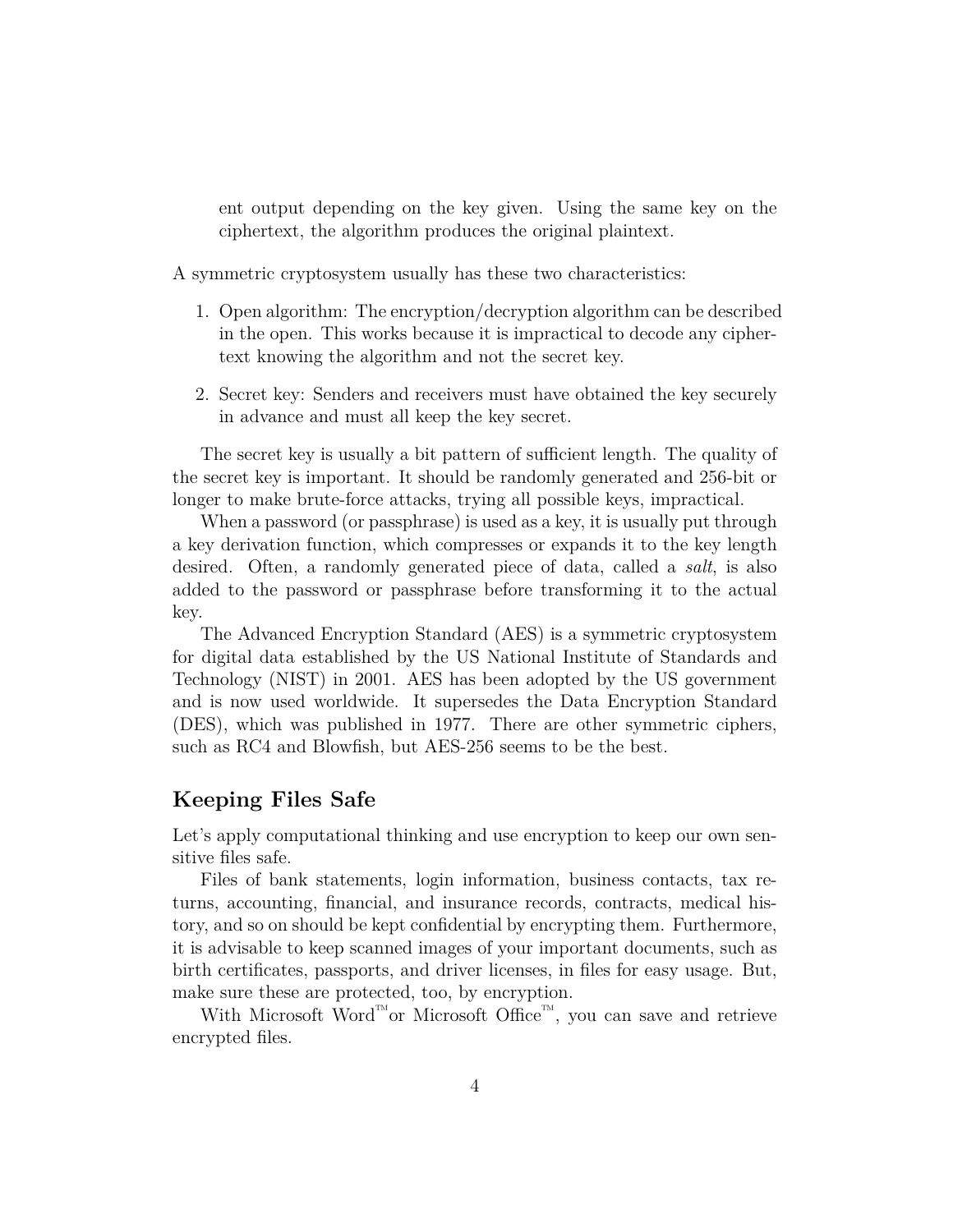ent output depending on the key given. Using the same key on the ciphertext, the algorithm produces the original plaintext.

A symmetric cryptosystem usually has these two characteristics:

1. Open algorithm: The encryption/decryption algorithm can be described in the open. This works because it is impractical to decode any ciphertext knowing the algorithm and not the secret key.

2. Secret key: Senders and receivers must have obtained the key securely in advance and must all keep the key secret.

The secret key is usually a bit pattern of sufficient length. The quality of the secret key is important. It should be randomly generated and 256-bit or longer to make brute-force attacks, trying all possible keys, impractical.

When a password (or passphrase) is used as a key, it is usually put through a key derivation function, which compresses or expands it to the key length desired. Often, a randomly generated piece of data, called a *salt*, is also added to the password or passphrase before transforming it to the actual key.

The Advanced Encryption Standard (AES) is a symmetric cryptosystem for digital data established by the US National Institute of Standards and Technology (NIST) in 2001. AES has been adopted by the US government and is now used worldwide. It supersedes the Data Encryption Standard (DES), which was published in 1977. There are other symmetric ciphers, such as RC4 and Blowfish, but AES-256 seems to be the best.

## Keeping Files Safe

Let's apply computational thinking and use encryption to keep our own sensitive files safe.

Files of bank statements, login information, business contacts, tax returns, accounting, financial, and insurance records, contracts, medical history, and so on should be kept confidential by encrypting them. Furthermore, it is advisable to keep scanned images of your important documents, such as birth certificates, passports, and driver licenses, in files for easy usage. But, make sure these are protected, too, by encryption.

With Microsoft Word™or Microsoft Office™, you can save and retrieve encrypted files.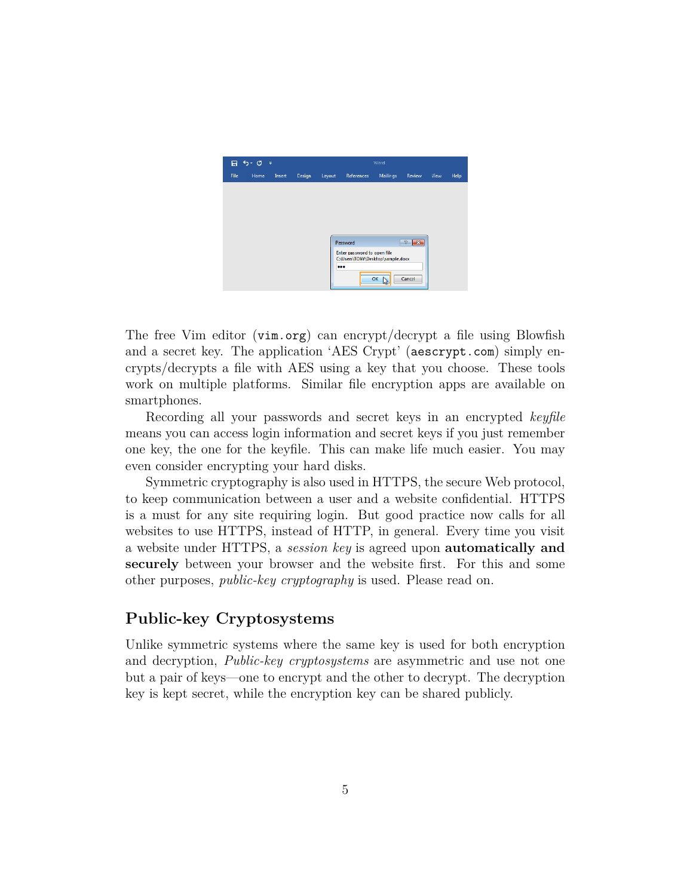The free Vim editor (`vim.org`) can encrypt/decrypt a file using Blowfish and a secret key. The application 'AES Crypt' (`aescrypt.com`) simply encrypts/decrypts a file with AES using a key that you choose. These tools work on multiple platforms. Similar file encryption apps are available on smartphones.

Recording all your passwords and secret keys in an encrypted *keyfile* means you can access login information and secret keys if you just remember one key, the one for the keyfile. This can make life much easier. You may even consider encrypting your hard disks.

Symmetric cryptography is also used in HTTPS, the secure Web protocol, to keep communication between a user and a website confidential. HTTPS is a must for any site requiring login. But good practice now calls for all websites to use HTTPS, instead of HTTP, in general. Every time you visit a website under HTTPS, a *session key* is agreed upon **automatically and securely** between your browser and the website first. For this and some other purposes, *public-key cryptography* is used. Please read on.

## Public-key Cryptosystems

Unlike symmetric systems where the same key is used for both encryption and decryption, *Public-key cryptosystems* are asymmetric and use not one but a pair of keys—one to encrypt and the other to decrypt. The decryption key is kept secret, while the encryption key can be shared publicly.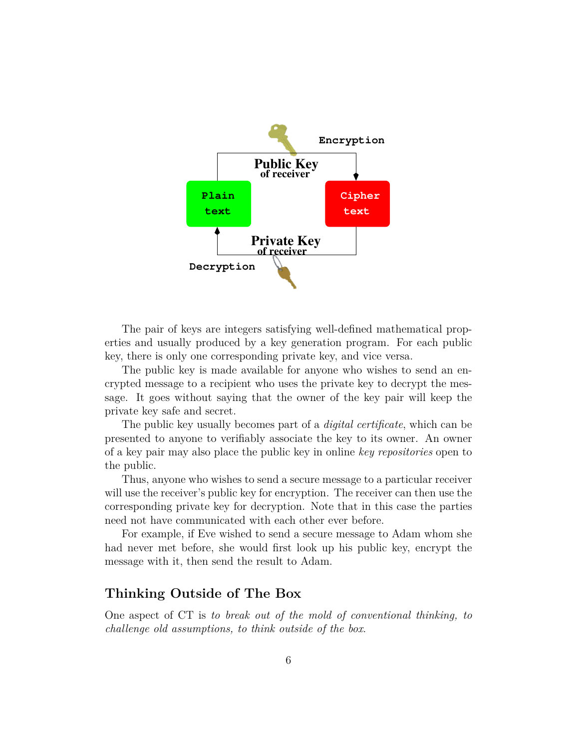The pair of keys are integers satisfying well-defined mathematical properties and usually produced by a key generation program. For each public key, there is only one corresponding private key, and vice versa.

The public key is made available for anyone who wishes to send an encrypted message to a recipient who uses the private key to decrypt the message. It goes without saying that the owner of the key pair will keep the private key safe and secret.

The public key usually becomes part of a *digital certificate*, which can be presented to anyone to verifiably associate the key to its owner. An owner of a key pair may also place the public key in online *key repositories* open to the public.

Thus, anyone who wishes to send a secure message to a particular receiver will use the receiver's public key for encryption. The receiver can then use the corresponding private key for decryption. Note that in this case the parties need not have communicated with each other ever before.

For example, if Eve wished to send a secure message to Adam whom she had never met before, she would first look up his public key, encrypt the message with it, then send the result to Adam.

## Thinking Outside of The Box

One aspect of CT is *to break out of the mold of conventional thinking, to challenge old assumptions, to think outside of the box*.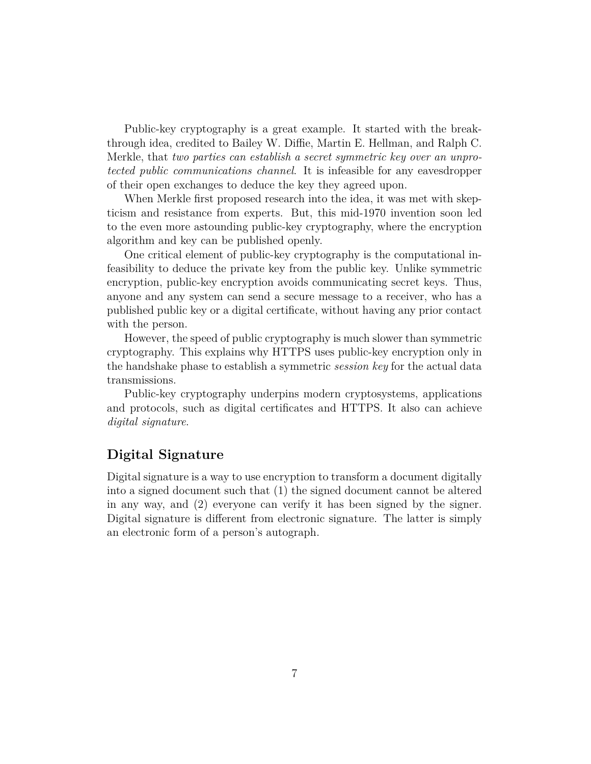Public-key cryptography is a great example. It started with the breakthrough idea, credited to Bailey W. Diffie, Martin E. Hellman, and Ralph C. Merkle, that *two parties can establish a secret symmetric key over an unprotected public communications channel*. It is infeasible for any eavesdropper of their open exchanges to deduce the key they agreed upon.

When Merkle first proposed research into the idea, it was met with skepticism and resistance from experts. But, this mid-1970 invention soon led to the even more astounding public-key cryptography, where the encryption algorithm and key can be published openly.

One critical element of public-key cryptography is the computational infeasibility to deduce the private key from the public key. Unlike symmetric encryption, public-key encryption avoids communicating secret keys. Thus, anyone and any system can send a secure message to a receiver, who has a published public key or a digital certificate, without having any prior contact with the person.

However, the speed of public cryptography is much slower than symmetric cryptography. This explains why HTTPS uses public-key encryption only in the handshake phase to establish a symmetric *session key* for the actual data transmissions.

Public-key cryptography underpins modern cryptosystems, applications and protocols, such as digital certificates and HTTPS. It also can achieve *digital signature*.

## Digital Signature

Digital signature is a way to use encryption to transform a document digitally into a signed document such that (1) the signed document cannot be altered in any way, and (2) everyone can verify it has been signed by the signer. Digital signature is different from electronic signature. The latter is simply an electronic form of a person's autograph.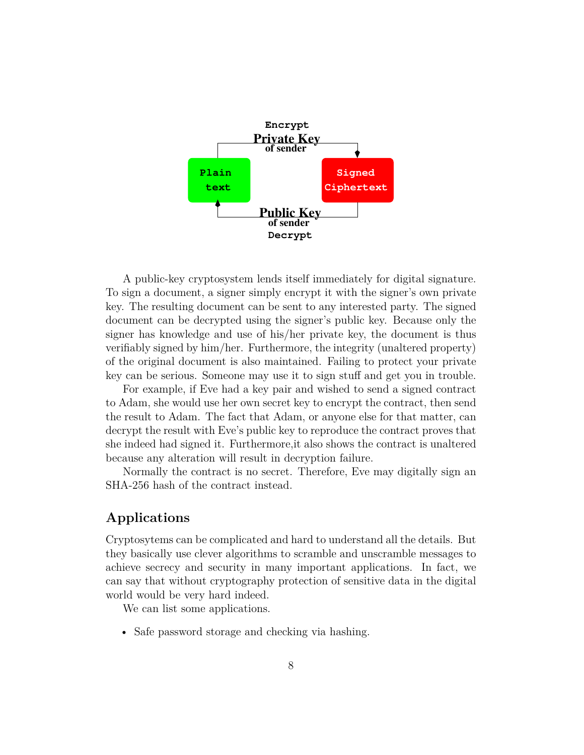Encrypt
**Private Key**
**of sender**

Plain text

Signed Ciphertext

**Public Key**
**of sender**
Decrypt

A public-key cryptosystem lends itself immediately for digital signature. To sign a document, a signer simply encrypt it with the signer's own private key. The resulting document can be sent to any interested party. The signed document can be decrypted using the signer's public key. Because only the signer has knowledge and use of his/her private key, the document is thus verifiably signed by him/her. Furthermore, the integrity (unaltered property) of the original document is also maintained. Failing to protect your private key can be serious. Someone may use it to sign stuff and get you in trouble.

For example, if Eve had a key pair and wished to send a signed contract to Adam, she would use her own secret key to encrypt the contract, then send the result to Adam. The fact that Adam, or anyone else for that matter, can decrypt the result with Eve's public key to reproduce the contract proves that she indeed had signed it. Furthermore,it also shows the contract is unaltered because any alteration will result in decryption failure.

Normally the contract is no secret. Therefore, Eve may digitally sign an SHA-256 hash of the contract instead.

## Applications

Cryptosytems can be complicated and hard to understand all the details. But they basically use clever algorithms to scramble and unscramble messages to achieve secrecy and security in many important applications. In fact, we can say that without cryptography protection of sensitive data in the digital world would be very hard indeed.

We can list some applications.

- Safe password storage and checking via hashing.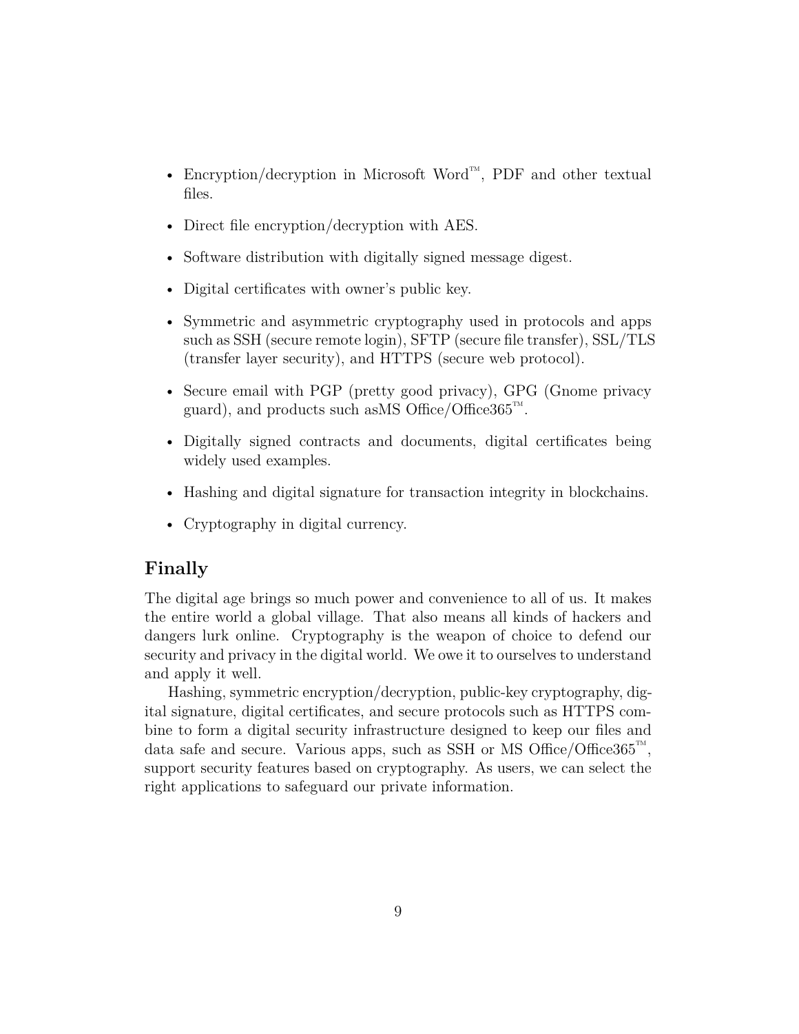- Encryption/decryption in Microsoft Word™, PDF and other textual files.
- Direct file encryption/decryption with AES.
- Software distribution with digitally signed message digest.
- Digital certificates with owner's public key.
- Symmetric and asymmetric cryptography used in protocols and apps such as SSH (secure remote login), SFTP (secure file transfer), SSL/TLS (transfer layer security), and HTTPS (secure web protocol).
- Secure email with PGP (pretty good privacy), GPG (Gnome privacy guard), and products such asMS Office/Office365™.
- Digitally signed contracts and documents, digital certificates being widely used examples.
- Hashing and digital signature for transaction integrity in blockchains.
- Cryptography in digital currency.

## Finally

The digital age brings so much power and convenience to all of us. It makes the entire world a global village. That also means all kinds of hackers and dangers lurk online. Cryptography is the weapon of choice to defend our security and privacy in the digital world. We owe it to ourselves to understand and apply it well.

Hashing, symmetric encryption/decryption, public-key cryptography, digital signature, digital certificates, and secure protocols such as HTTPS combine to form a digital security infrastructure designed to keep our files and data safe and secure. Various apps, such as SSH or MS Office/Office365™, support security features based on cryptography. As users, we can select the right applications to safeguard our private information.